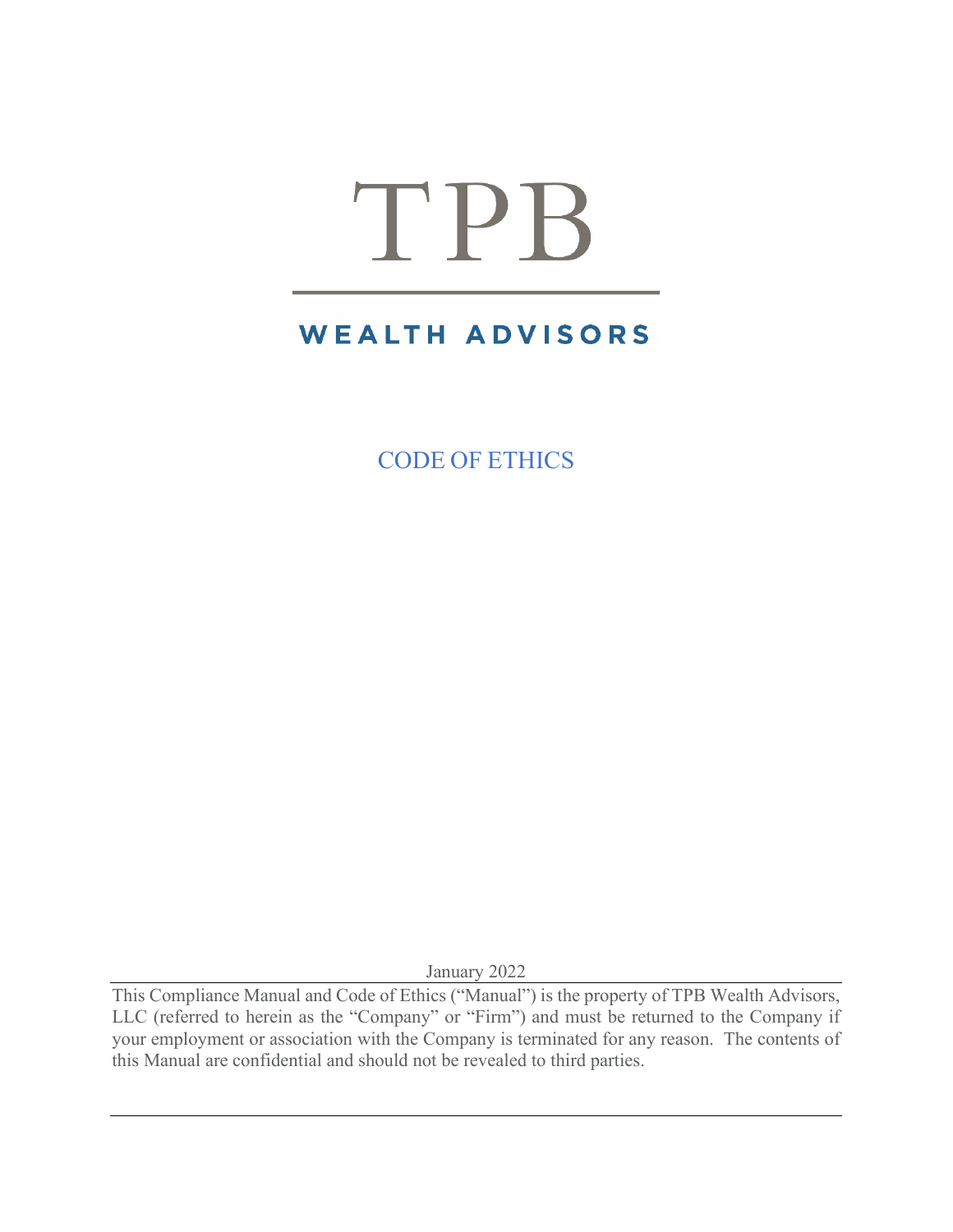# TPB

## WEALTH ADVISORS

# CODE OF ETHICS

January 2022

This Compliance Manual and Code of Ethics ("Manual") is the property of TPB Wealth Advisors, LLC (referred to herein as the "Company" or "Firm") and must be returned to the Company if your employment or association with the Company is terminated for any reason. The contents of this Manual are confidential and should not be revealed to third parties.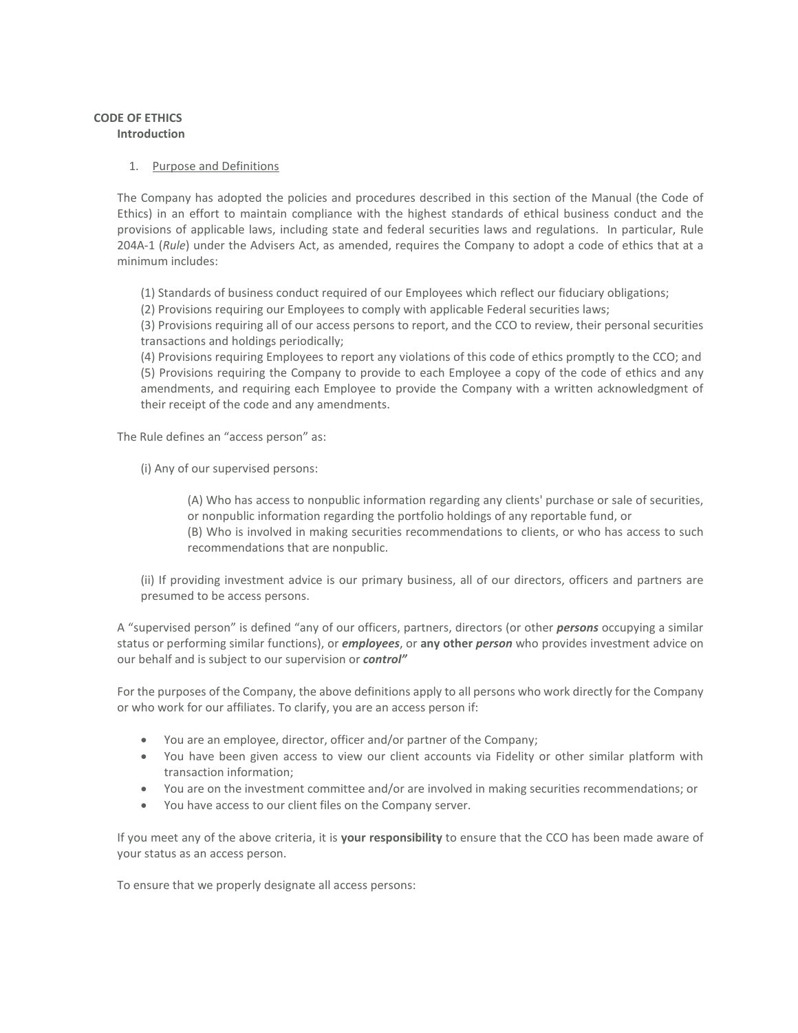**CODE OF ETHICS**

**Introduction**

1. Purpose and Definitions

The Company has adopted the policies and procedures described in this section of the Manual (the Code of Ethics) in an effort to maintain compliance with the highest standards of ethical business conduct and the provisions of applicable laws, including state and federal securities laws and regulations. In particular, Rule 204A-1 (*Rule*) under the Advisers Act, as amended, requires the Company to adopt a code of ethics that at a minimum includes:

(1) Standards of business conduct required of our Employees which reflect our fiduciary obligations;
(2) Provisions requiring our Employees to comply with applicable Federal securities laws;
(3) Provisions requiring all of our access persons to report, and the CCO to review, their personal securities transactions and holdings periodically;
(4) Provisions requiring Employees to report any violations of this code of ethics promptly to the CCO; and
(5) Provisions requiring the Company to provide to each Employee a copy of the code of ethics and any amendments, and requiring each Employee to provide the Company with a written acknowledgment of their receipt of the code and any amendments.

The Rule defines an "access person" as:

(i) Any of our supervised persons:

> (A) Who has access to nonpublic information regarding any clients' purchase or sale of securities, or nonpublic information regarding the portfolio holdings of any reportable fund, or
> (B) Who is involved in making securities recommendations to clients, or who has access to such recommendations that are nonpublic.

(ii) If providing investment advice is our primary business, all of our directors, officers and partners are presumed to be access persons.

A "supervised person" is defined "any of our officers, partners, directors (or other ***persons*** occupying a similar status or performing similar functions), or ***employees***, or **any other *person*** who provides investment advice on our behalf and is subject to our supervision or ***control"***

For the purposes of the Company, the above definitions apply to all persons who work directly for the Company or who work for our affiliates. To clarify, you are an access person if:

- You are an employee, director, officer and/or partner of the Company;
- You have been given access to view our client accounts via Fidelity or other similar platform with transaction information;
- You are on the investment committee and/or are involved in making securities recommendations; or
- You have access to our client files on the Company server.

If you meet any of the above criteria, it is **your responsibility** to ensure that the CCO has been made aware of your status as an access person.

To ensure that we properly designate all access persons: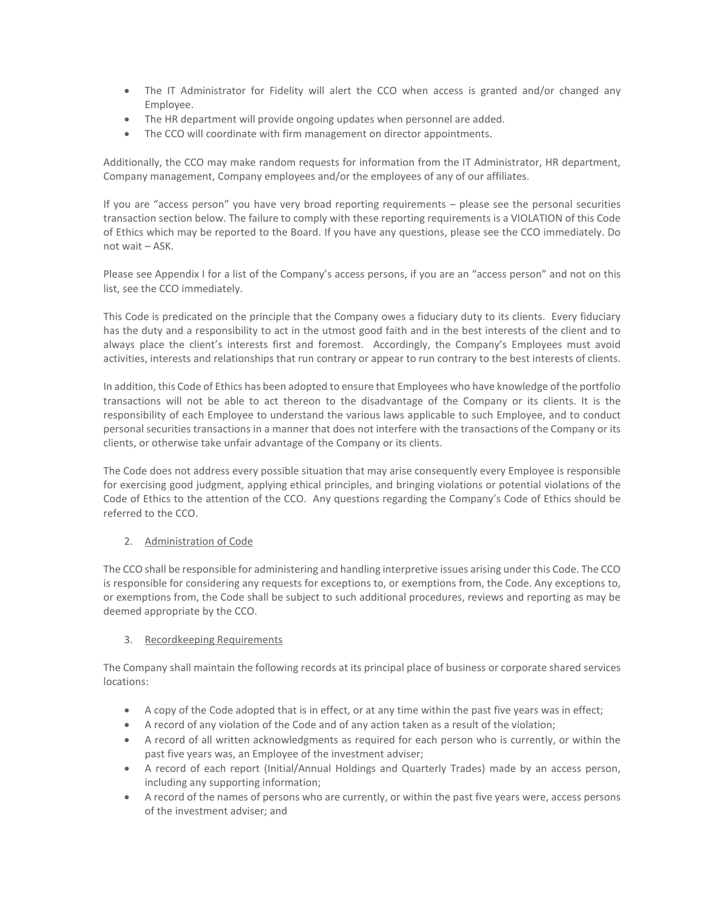- The IT Administrator for Fidelity will alert the CCO when access is granted and/or changed any Employee.
- The HR department will provide ongoing updates when personnel are added.
- The CCO will coordinate with firm management on director appointments.

Additionally, the CCO may make random requests for information from the IT Administrator, HR department, Company management, Company employees and/or the employees of any of our affiliates.

If you are "access person" you have very broad reporting requirements – please see the personal securities transaction section below. The failure to comply with these reporting requirements is a VIOLATION of this Code of Ethics which may be reported to the Board. If you have any questions, please see the CCO immediately. Do not wait – ASK.

Please see Appendix I for a list of the Company's access persons, if you are an "access person" and not on this list, see the CCO immediately.

This Code is predicated on the principle that the Company owes a fiduciary duty to its clients. Every fiduciary has the duty and a responsibility to act in the utmost good faith and in the best interests of the client and to always place the client's interests first and foremost. Accordingly, the Company's Employees must avoid activities, interests and relationships that run contrary or appear to run contrary to the best interests of clients.

In addition, this Code of Ethics has been adopted to ensure that Employees who have knowledge of the portfolio transactions will not be able to act thereon to the disadvantage of the Company or its clients. It is the responsibility of each Employee to understand the various laws applicable to such Employee, and to conduct personal securities transactions in a manner that does not interfere with the transactions of the Company or its clients, or otherwise take unfair advantage of the Company or its clients.

The Code does not address every possible situation that may arise consequently every Employee is responsible for exercising good judgment, applying ethical principles, and bringing violations or potential violations of the Code of Ethics to the attention of the CCO. Any questions regarding the Company's Code of Ethics should be referred to the CCO.

2. Administration of Code

The CCO shall be responsible for administering and handling interpretive issues arising under this Code. The CCO is responsible for considering any requests for exceptions to, or exemptions from, the Code. Any exceptions to, or exemptions from, the Code shall be subject to such additional procedures, reviews and reporting as may be deemed appropriate by the CCO.

3. Recordkeeping Requirements

The Company shall maintain the following records at its principal place of business or corporate shared services locations:

- A copy of the Code adopted that is in effect, or at any time within the past five years was in effect;
- A record of any violation of the Code and of any action taken as a result of the violation;
- A record of all written acknowledgments as required for each person who is currently, or within the past five years was, an Employee of the investment adviser;
- A record of each report (Initial/Annual Holdings and Quarterly Trades) made by an access person, including any supporting information;
- A record of the names of persons who are currently, or within the past five years were, access persons of the investment adviser; and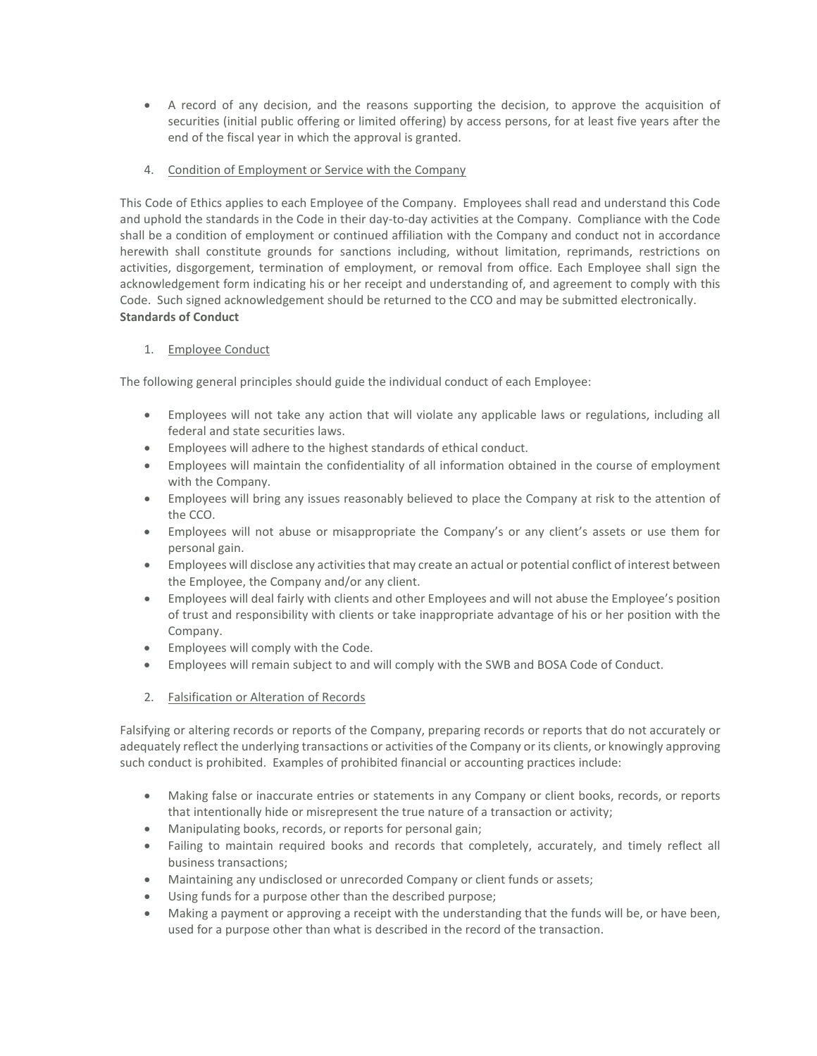- A record of any decision, and the reasons supporting the decision, to approve the acquisition of securities (initial public offering or limited offering) by access persons, for at least five years after the end of the fiscal year in which the approval is granted.

4. Condition of Employment or Service with the Company

This Code of Ethics applies to each Employee of the Company. Employees shall read and understand this Code and uphold the standards in the Code in their day-to-day activities at the Company. Compliance with the Code shall be a condition of employment or continued affiliation with the Company and conduct not in accordance herewith shall constitute grounds for sanctions including, without limitation, reprimands, restrictions on activities, disgorgement, termination of employment, or removal from office. Each Employee shall sign the acknowledgement form indicating his or her receipt and understanding of, and agreement to comply with this Code. Such signed acknowledgement should be returned to the CCO and may be submitted electronically.

**Standards of Conduct**

1. Employee Conduct

The following general principles should guide the individual conduct of each Employee:

- Employees will not take any action that will violate any applicable laws or regulations, including all federal and state securities laws.
- Employees will adhere to the highest standards of ethical conduct.
- Employees will maintain the confidentiality of all information obtained in the course of employment with the Company.
- Employees will bring any issues reasonably believed to place the Company at risk to the attention of the CCO.
- Employees will not abuse or misappropriate the Company's or any client's assets or use them for personal gain.
- Employees will disclose any activities that may create an actual or potential conflict of interest between the Employee, the Company and/or any client.
- Employees will deal fairly with clients and other Employees and will not abuse the Employee's position of trust and responsibility with clients or take inappropriate advantage of his or her position with the Company.
- Employees will comply with the Code.
- Employees will remain subject to and will comply with the SWB and BOSA Code of Conduct.

2. Falsification or Alteration of Records

Falsifying or altering records or reports of the Company, preparing records or reports that do not accurately or adequately reflect the underlying transactions or activities of the Company or its clients, or knowingly approving such conduct is prohibited. Examples of prohibited financial or accounting practices include:

- Making false or inaccurate entries or statements in any Company or client books, records, or reports that intentionally hide or misrepresent the true nature of a transaction or activity;
- Manipulating books, records, or reports for personal gain;
- Failing to maintain required books and records that completely, accurately, and timely reflect all business transactions;
- Maintaining any undisclosed or unrecorded Company or client funds or assets;
- Using funds for a purpose other than the described purpose;
- Making a payment or approving a receipt with the understanding that the funds will be, or have been, used for a purpose other than what is described in the record of the transaction.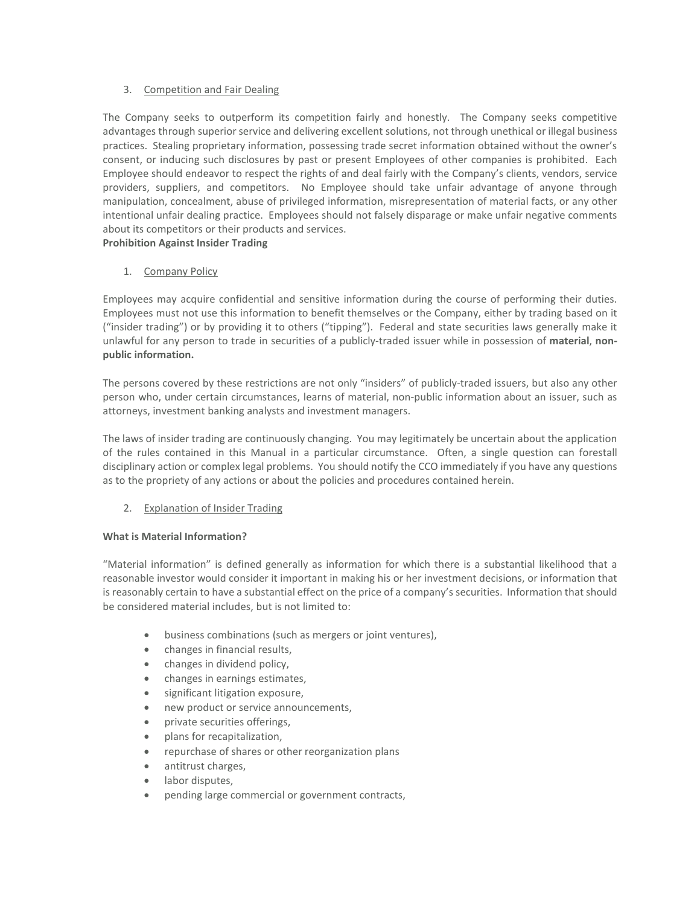3. <u>Competition and Fair Dealing</u>

The Company seeks to outperform its competition fairly and honestly. The Company seeks competitive advantages through superior service and delivering excellent solutions, not through unethical or illegal business practices. Stealing proprietary information, possessing trade secret information obtained without the owner's consent, or inducing such disclosures by past or present Employees of other companies is prohibited. Each Employee should endeavor to respect the rights of and deal fairly with the Company's clients, vendors, service providers, suppliers, and competitors. No Employee should take unfair advantage of anyone through manipulation, concealment, abuse of privileged information, misrepresentation of material facts, or any other intentional unfair dealing practice. Employees should not falsely disparage or make unfair negative comments about its competitors or their products and services.

**Prohibition Against Insider Trading**

1. <u>Company Policy</u>

Employees may acquire confidential and sensitive information during the course of performing their duties. Employees must not use this information to benefit themselves or the Company, either by trading based on it ("insider trading") or by providing it to others ("tipping"). Federal and state securities laws generally make it unlawful for any person to trade in securities of a publicly-traded issuer while in possession of **material**, **non-public information.**

The persons covered by these restrictions are not only "insiders" of publicly-traded issuers, but also any other person who, under certain circumstances, learns of material, non-public information about an issuer, such as attorneys, investment banking analysts and investment managers.

The laws of insider trading are continuously changing. You may legitimately be uncertain about the application of the rules contained in this Manual in a particular circumstance. Often, a single question can forestall disciplinary action or complex legal problems. You should notify the CCO immediately if you have any questions as to the propriety of any actions or about the policies and procedures contained herein.

2. <u>Explanation of Insider Trading</u>

**What is Material Information?**

"Material information" is defined generally as information for which there is a substantial likelihood that a reasonable investor would consider it important in making his or her investment decisions, or information that is reasonably certain to have a substantial effect on the price of a company's securities. Information that should be considered material includes, but is not limited to:

- business combinations (such as mergers or joint ventures),
- changes in financial results,
- changes in dividend policy,
- changes in earnings estimates,
- significant litigation exposure,
- new product or service announcements,
- private securities offerings,
- plans for recapitalization,
- repurchase of shares or other reorganization plans
- antitrust charges,
- labor disputes,
- pending large commercial or government contracts,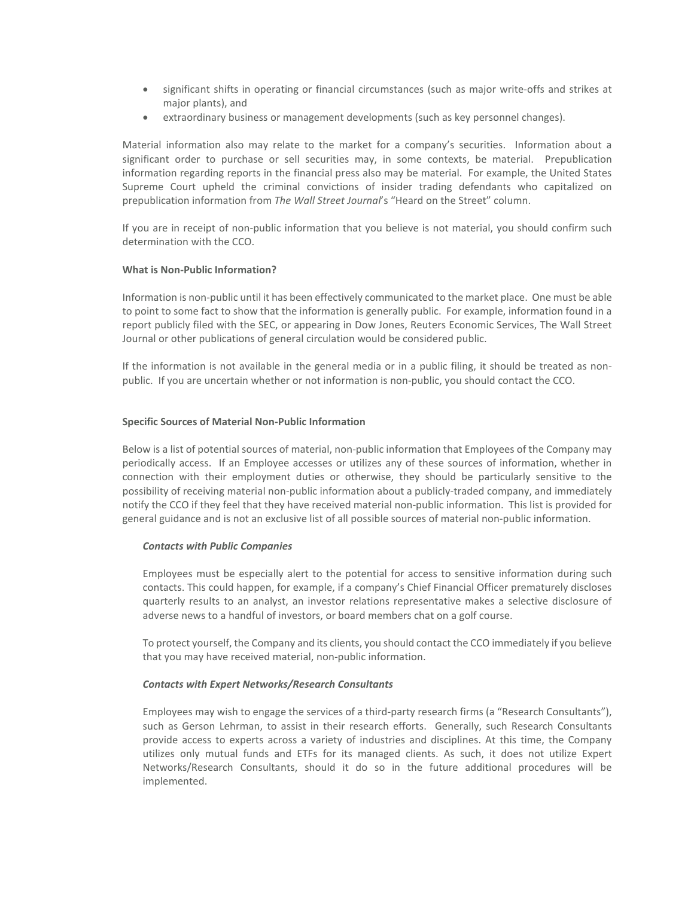- significant shifts in operating or financial circumstances (such as major write-offs and strikes at major plants), and
- extraordinary business or management developments (such as key personnel changes).

Material information also may relate to the market for a company's securities. Information about a significant order to purchase or sell securities may, in some contexts, be material. Prepublication information regarding reports in the financial press also may be material. For example, the United States Supreme Court upheld the criminal convictions of insider trading defendants who capitalized on prepublication information from *The Wall Street Journal*'s "Heard on the Street" column.

If you are in receipt of non-public information that you believe is not material, you should confirm such determination with the CCO.

**What is Non-Public Information?**

Information is non-public until it has been effectively communicated to the market place. One must be able to point to some fact to show that the information is generally public. For example, information found in a report publicly filed with the SEC, or appearing in Dow Jones, Reuters Economic Services, The Wall Street Journal or other publications of general circulation would be considered public.

If the information is not available in the general media or in a public filing, it should be treated as non-public. If you are uncertain whether or not information is non-public, you should contact the CCO.

**Specific Sources of Material Non-Public Information**

Below is a list of potential sources of material, non-public information that Employees of the Company may periodically access. If an Employee accesses or utilizes any of these sources of information, whether in connection with their employment duties or otherwise, they should be particularly sensitive to the possibility of receiving material non-public information about a publicly-traded company, and immediately notify the CCO if they feel that they have received material non-public information. This list is provided for general guidance and is not an exclusive list of all possible sources of material non-public information.

***Contacts with Public Companies***

Employees must be especially alert to the potential for access to sensitive information during such contacts. This could happen, for example, if a company's Chief Financial Officer prematurely discloses quarterly results to an analyst, an investor relations representative makes a selective disclosure of adverse news to a handful of investors, or board members chat on a golf course.

To protect yourself, the Company and its clients, you should contact the CCO immediately if you believe that you may have received material, non-public information.

***Contacts with Expert Networks/Research Consultants***

Employees may wish to engage the services of a third-party research firms (a "Research Consultants"), such as Gerson Lehrman, to assist in their research efforts. Generally, such Research Consultants provide access to experts across a variety of industries and disciplines. At this time, the Company utilizes only mutual funds and ETFs for its managed clients. As such, it does not utilize Expert Networks/Research Consultants, should it do so in the future additional procedures will be implemented.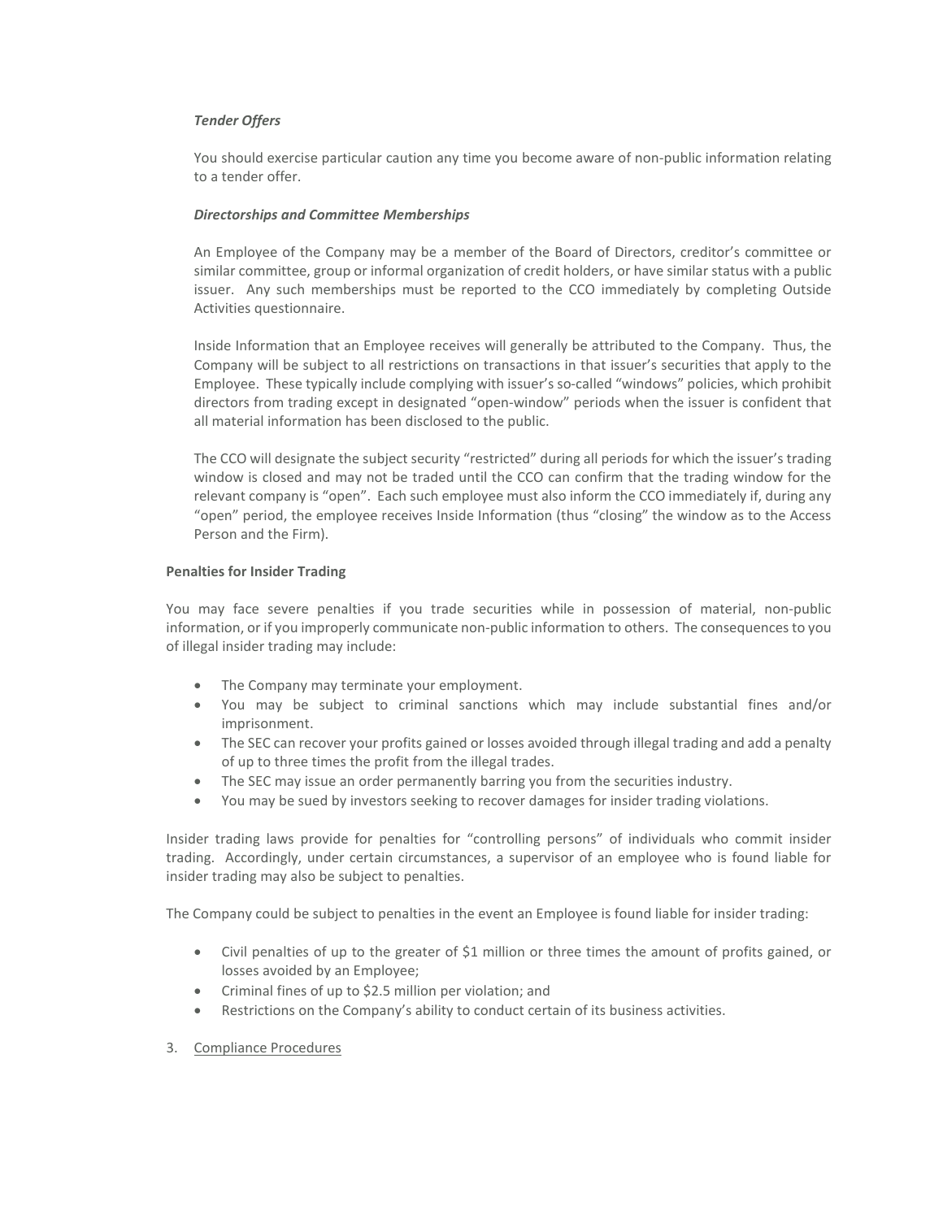*Tender Offers*

You should exercise particular caution any time you become aware of non-public information relating to a tender offer.

*Directorships and Committee Memberships*

An Employee of the Company may be a member of the Board of Directors, creditor's committee or similar committee, group or informal organization of credit holders, or have similar status with a public issuer. Any such memberships must be reported to the CCO immediately by completing Outside Activities questionnaire.

Inside Information that an Employee receives will generally be attributed to the Company. Thus, the Company will be subject to all restrictions on transactions in that issuer's securities that apply to the Employee. These typically include complying with issuer's so-called "windows" policies, which prohibit directors from trading except in designated "open-window" periods when the issuer is confident that all material information has been disclosed to the public.

The CCO will designate the subject security "restricted" during all periods for which the issuer's trading window is closed and may not be traded until the CCO can confirm that the trading window for the relevant company is "open". Each such employee must also inform the CCO immediately if, during any "open" period, the employee receives Inside Information (thus "closing" the window as to the Access Person and the Firm).

**Penalties for Insider Trading**

You may face severe penalties if you trade securities while in possession of material, non-public information, or if you improperly communicate non-public information to others. The consequences to you of illegal insider trading may include:

- The Company may terminate your employment.
- You may be subject to criminal sanctions which may include substantial fines and/or imprisonment.
- The SEC can recover your profits gained or losses avoided through illegal trading and add a penalty of up to three times the profit from the illegal trades.
- The SEC may issue an order permanently barring you from the securities industry.
- You may be sued by investors seeking to recover damages for insider trading violations.

Insider trading laws provide for penalties for "controlling persons" of individuals who commit insider trading. Accordingly, under certain circumstances, a supervisor of an employee who is found liable for insider trading may also be subject to penalties.

The Company could be subject to penalties in the event an Employee is found liable for insider trading:

- Civil penalties of up to the greater of $1 million or three times the amount of profits gained, or losses avoided by an Employee;
- Criminal fines of up to $2.5 million per violation; and
- Restrictions on the Company's ability to conduct certain of its business activities.

3. Compliance Procedures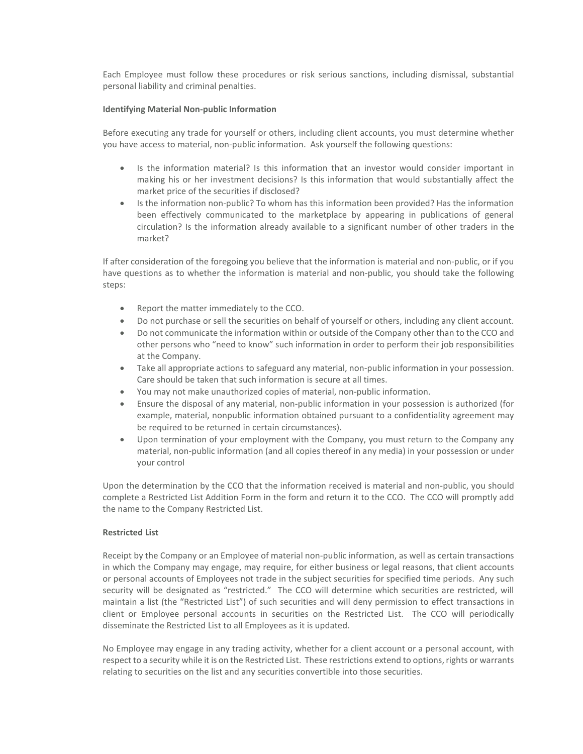Each Employee must follow these procedures or risk serious sanctions, including dismissal, substantial personal liability and criminal penalties.

**Identifying Material Non-public Information**

Before executing any trade for yourself or others, including client accounts, you must determine whether you have access to material, non-public information. Ask yourself the following questions:

- Is the information material? Is this information that an investor would consider important in making his or her investment decisions? Is this information that would substantially affect the market price of the securities if disclosed?
- Is the information non-public? To whom has this information been provided? Has the information been effectively communicated to the marketplace by appearing in publications of general circulation? Is the information already available to a significant number of other traders in the market?

If after consideration of the foregoing you believe that the information is material and non-public, or if you have questions as to whether the information is material and non-public, you should take the following steps:

- Report the matter immediately to the CCO.
- Do not purchase or sell the securities on behalf of yourself or others, including any client account.
- Do not communicate the information within or outside of the Company other than to the CCO and other persons who "need to know" such information in order to perform their job responsibilities at the Company.
- Take all appropriate actions to safeguard any material, non-public information in your possession. Care should be taken that such information is secure at all times.
- You may not make unauthorized copies of material, non-public information.
- Ensure the disposal of any material, non-public information in your possession is authorized (for example, material, nonpublic information obtained pursuant to a confidentiality agreement may be required to be returned in certain circumstances).
- Upon termination of your employment with the Company, you must return to the Company any material, non-public information (and all copies thereof in any media) in your possession or under your control

Upon the determination by the CCO that the information received is material and non-public, you should complete a Restricted List Addition Form in the form and return it to the CCO. The CCO will promptly add the name to the Company Restricted List.

**Restricted List**

Receipt by the Company or an Employee of material non-public information, as well as certain transactions in which the Company may engage, may require, for either business or legal reasons, that client accounts or personal accounts of Employees not trade in the subject securities for specified time periods. Any such security will be designated as "restricted." The CCO will determine which securities are restricted, will maintain a list (the "Restricted List") of such securities and will deny permission to effect transactions in client or Employee personal accounts in securities on the Restricted List. The CCO will periodically disseminate the Restricted List to all Employees as it is updated.

No Employee may engage in any trading activity, whether for a client account or a personal account, with respect to a security while it is on the Restricted List. These restrictions extend to options, rights or warrants relating to securities on the list and any securities convertible into those securities.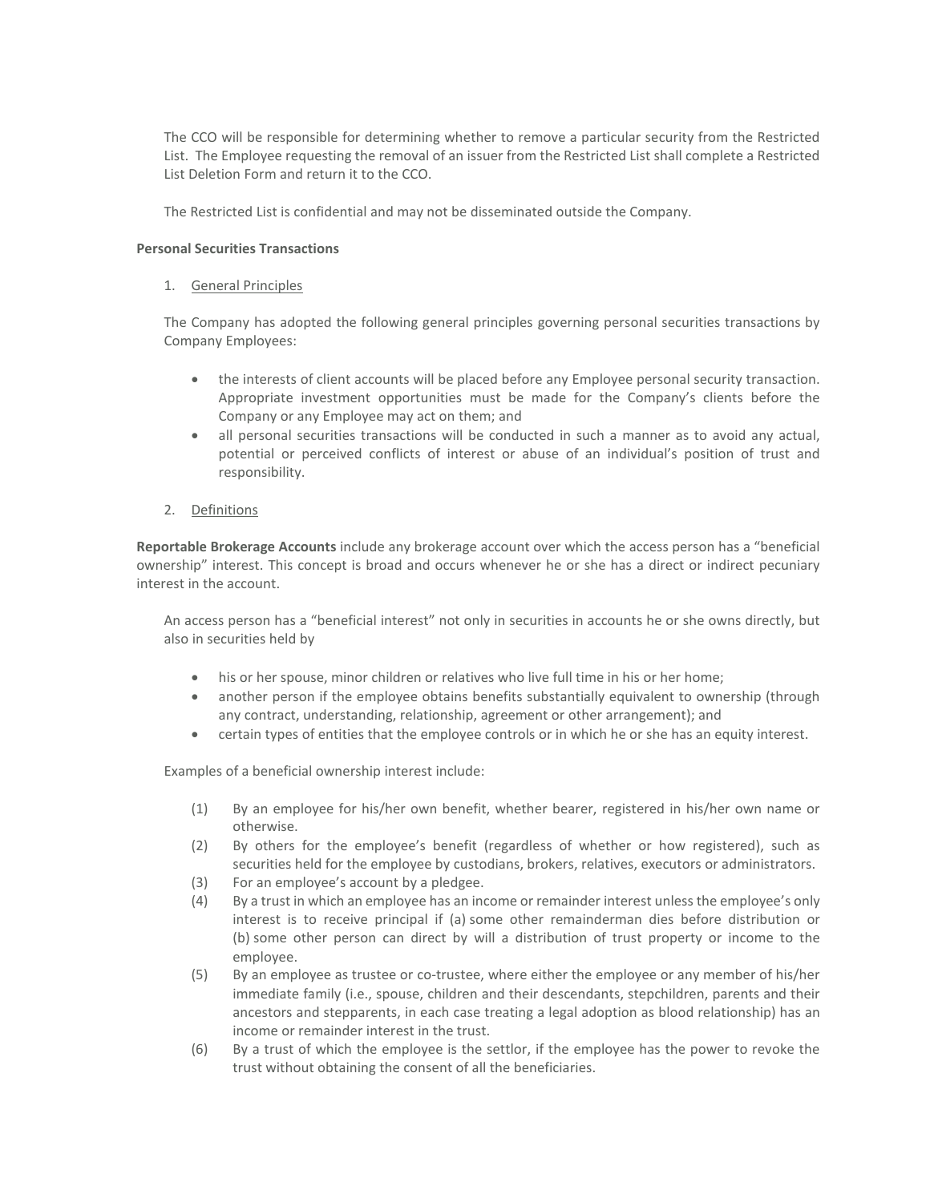The CCO will be responsible for determining whether to remove a particular security from the Restricted List. The Employee requesting the removal of an issuer from the Restricted List shall complete a Restricted List Deletion Form and return it to the CCO.

The Restricted List is confidential and may not be disseminated outside the Company.

**Personal Securities Transactions**

1. General Principles

The Company has adopted the following general principles governing personal securities transactions by Company Employees:

- the interests of client accounts will be placed before any Employee personal security transaction. Appropriate investment opportunities must be made for the Company's clients before the Company or any Employee may act on them; and
- all personal securities transactions will be conducted in such a manner as to avoid any actual, potential or perceived conflicts of interest or abuse of an individual's position of trust and responsibility.

2. Definitions

**Reportable Brokerage Accounts** include any brokerage account over which the access person has a "beneficial ownership" interest. This concept is broad and occurs whenever he or she has a direct or indirect pecuniary interest in the account.

An access person has a "beneficial interest" not only in securities in accounts he or she owns directly, but also in securities held by

- his or her spouse, minor children or relatives who live full time in his or her home;
- another person if the employee obtains benefits substantially equivalent to ownership (through any contract, understanding, relationship, agreement or other arrangement); and
- certain types of entities that the employee controls or in which he or she has an equity interest.

Examples of a beneficial ownership interest include:

(1) By an employee for his/her own benefit, whether bearer, registered in his/her own name or otherwise.

(2) By others for the employee's benefit (regardless of whether or how registered), such as securities held for the employee by custodians, brokers, relatives, executors or administrators.

(3) For an employee's account by a pledgee.

(4) By a trust in which an employee has an income or remainder interest unless the employee's only interest is to receive principal if (a) some other remainderman dies before distribution or (b) some other person can direct by will a distribution of trust property or income to the employee.

(5) By an employee as trustee or co-trustee, where either the employee or any member of his/her immediate family (i.e., spouse, children and their descendants, stepchildren, parents and their ancestors and stepparents, in each case treating a legal adoption as blood relationship) has an income or remainder interest in the trust.

(6) By a trust of which the employee is the settlor, if the employee has the power to revoke the trust without obtaining the consent of all the beneficiaries.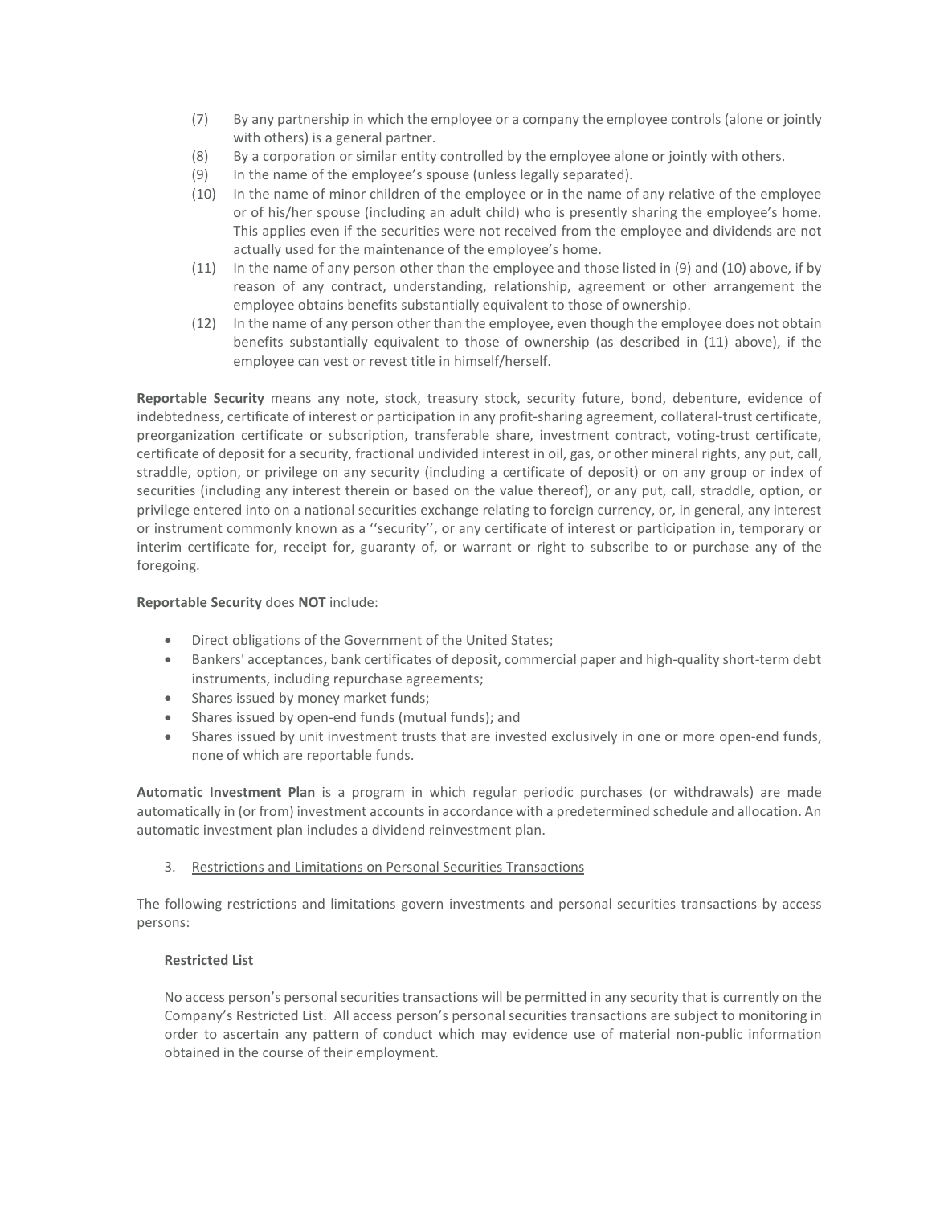(7) By any partnership in which the employee or a company the employee controls (alone or jointly with others) is a general partner.

(8) By a corporation or similar entity controlled by the employee alone or jointly with others.

(9) In the name of the employee's spouse (unless legally separated).

(10) In the name of minor children of the employee or in the name of any relative of the employee or of his/her spouse (including an adult child) who is presently sharing the employee's home. This applies even if the securities were not received from the employee and dividends are not actually used for the maintenance of the employee's home.

(11) In the name of any person other than the employee and those listed in (9) and (10) above, if by reason of any contract, understanding, relationship, agreement or other arrangement the employee obtains benefits substantially equivalent to those of ownership.

(12) In the name of any person other than the employee, even though the employee does not obtain benefits substantially equivalent to those of ownership (as described in (11) above), if the employee can vest or revest title in himself/herself.

**Reportable Security** means any note, stock, treasury stock, security future, bond, debenture, evidence of indebtedness, certificate of interest or participation in any profit-sharing agreement, collateral-trust certificate, preorganization certificate or subscription, transferable share, investment contract, voting-trust certificate, certificate of deposit for a security, fractional undivided interest in oil, gas, or other mineral rights, any put, call, straddle, option, or privilege on any security (including a certificate of deposit) or on any group or index of securities (including any interest therein or based on the value thereof), or any put, call, straddle, option, or privilege entered into on a national securities exchange relating to foreign currency, or, in general, any interest or instrument commonly known as a ''security'', or any certificate of interest or participation in, temporary or interim certificate for, receipt for, guaranty of, or warrant or right to subscribe to or purchase any of the foregoing.

**Reportable Security** does **NOT** include:

- Direct obligations of the Government of the United States;
- Bankers' acceptances, bank certificates of deposit, commercial paper and high-quality short-term debt instruments, including repurchase agreements;
- Shares issued by money market funds;
- Shares issued by open-end funds (mutual funds); and
- Shares issued by unit investment trusts that are invested exclusively in one or more open-end funds, none of which are reportable funds.

**Automatic Investment Plan** is a program in which regular periodic purchases (or withdrawals) are made automatically in (or from) investment accounts in accordance with a predetermined schedule and allocation. An automatic investment plan includes a dividend reinvestment plan.

3. Restrictions and Limitations on Personal Securities Transactions

The following restrictions and limitations govern investments and personal securities transactions by access persons:

**Restricted List**

No access person's personal securities transactions will be permitted in any security that is currently on the Company's Restricted List. All access person's personal securities transactions are subject to monitoring in order to ascertain any pattern of conduct which may evidence use of material non-public information obtained in the course of their employment.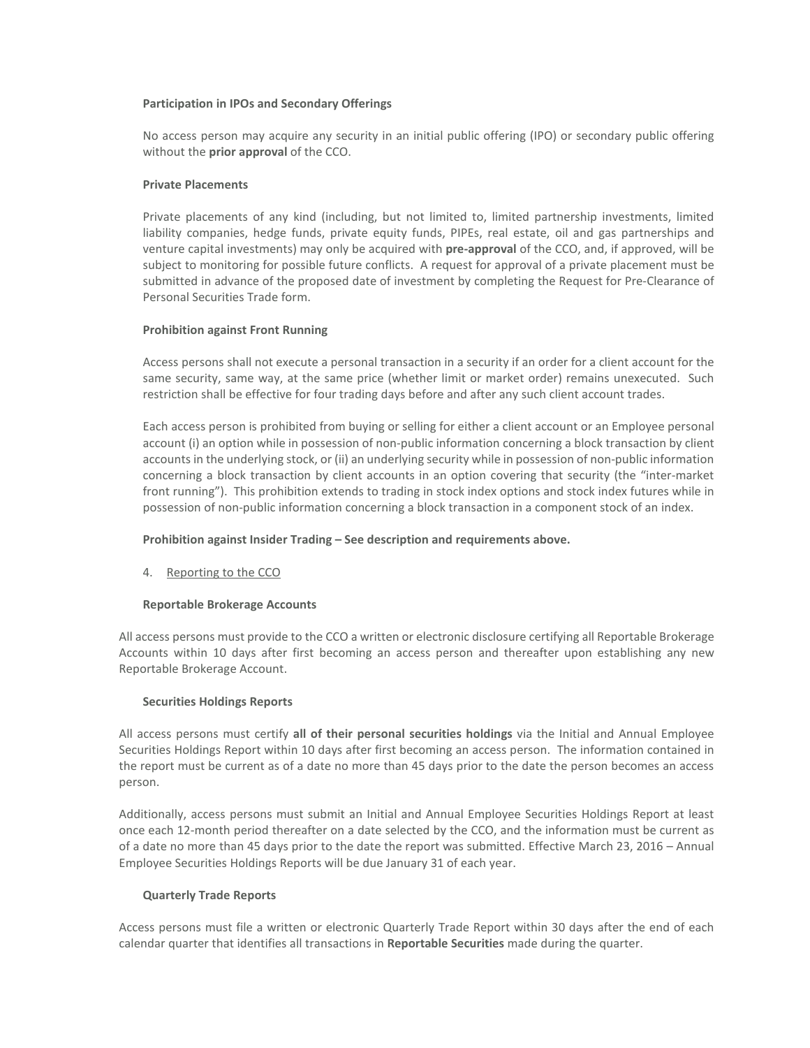**Participation in IPOs and Secondary Offerings**

No access person may acquire any security in an initial public offering (IPO) or secondary public offering without the **prior approval** of the CCO.

**Private Placements**

Private placements of any kind (including, but not limited to, limited partnership investments, limited liability companies, hedge funds, private equity funds, PIPEs, real estate, oil and gas partnerships and venture capital investments) may only be acquired with **pre-approval** of the CCO, and, if approved, will be subject to monitoring for possible future conflicts. A request for approval of a private placement must be submitted in advance of the proposed date of investment by completing the Request for Pre-Clearance of Personal Securities Trade form.

**Prohibition against Front Running**

Access persons shall not execute a personal transaction in a security if an order for a client account for the same security, same way, at the same price (whether limit or market order) remains unexecuted. Such restriction shall be effective for four trading days before and after any such client account trades.

Each access person is prohibited from buying or selling for either a client account or an Employee personal account (i) an option while in possession of non-public information concerning a block transaction by client accounts in the underlying stock, or (ii) an underlying security while in possession of non-public information concerning a block transaction by client accounts in an option covering that security (the "inter-market front running"). This prohibition extends to trading in stock index options and stock index futures while in possession of non-public information concerning a block transaction in a component stock of an index.

**Prohibition against Insider Trading – See description and requirements above.**

4. Reporting to the CCO

**Reportable Brokerage Accounts**

All access persons must provide to the CCO a written or electronic disclosure certifying all Reportable Brokerage Accounts within 10 days after first becoming an access person and thereafter upon establishing any new Reportable Brokerage Account.

**Securities Holdings Reports**

All access persons must certify **all of their personal securities holdings** via the Initial and Annual Employee Securities Holdings Report within 10 days after first becoming an access person. The information contained in the report must be current as of a date no more than 45 days prior to the date the person becomes an access person.

Additionally, access persons must submit an Initial and Annual Employee Securities Holdings Report at least once each 12-month period thereafter on a date selected by the CCO, and the information must be current as of a date no more than 45 days prior to the date the report was submitted. Effective March 23, 2016 – Annual Employee Securities Holdings Reports will be due January 31 of each year.

**Quarterly Trade Reports**

Access persons must file a written or electronic Quarterly Trade Report within 30 days after the end of each calendar quarter that identifies all transactions in **Reportable Securities** made during the quarter.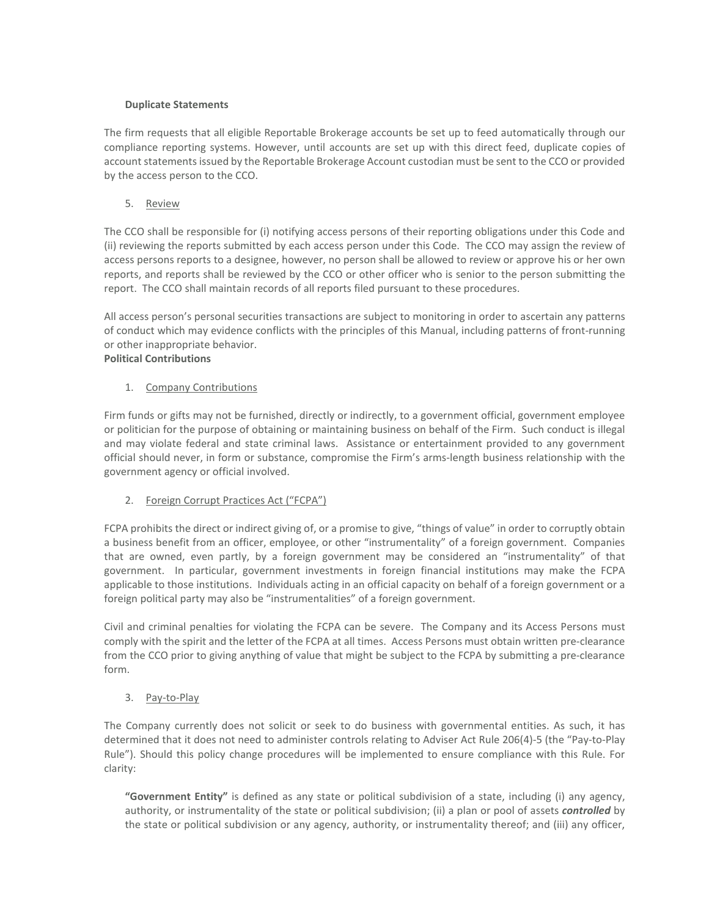**Duplicate Statements**

The firm requests that all eligible Reportable Brokerage accounts be set up to feed automatically through our compliance reporting systems. However, until accounts are set up with this direct feed, duplicate copies of account statements issued by the Reportable Brokerage Account custodian must be sent to the CCO or provided by the access person to the CCO.

5. Review

The CCO shall be responsible for (i) notifying access persons of their reporting obligations under this Code and (ii) reviewing the reports submitted by each access person under this Code. The CCO may assign the review of access persons reports to a designee, however, no person shall be allowed to review or approve his or her own reports, and reports shall be reviewed by the CCO or other officer who is senior to the person submitting the report. The CCO shall maintain records of all reports filed pursuant to these procedures.

All access person's personal securities transactions are subject to monitoring in order to ascertain any patterns of conduct which may evidence conflicts with the principles of this Manual, including patterns of front-running or other inappropriate behavior.

**Political Contributions**

1. Company Contributions

Firm funds or gifts may not be furnished, directly or indirectly, to a government official, government employee or politician for the purpose of obtaining or maintaining business on behalf of the Firm. Such conduct is illegal and may violate federal and state criminal laws. Assistance or entertainment provided to any government official should never, in form or substance, compromise the Firm's arms-length business relationship with the government agency or official involved.

2. Foreign Corrupt Practices Act ("FCPA")

FCPA prohibits the direct or indirect giving of, or a promise to give, "things of value" in order to corruptly obtain a business benefit from an officer, employee, or other "instrumentality" of a foreign government. Companies that are owned, even partly, by a foreign government may be considered an "instrumentality" of that government. In particular, government investments in foreign financial institutions may make the FCPA applicable to those institutions. Individuals acting in an official capacity on behalf of a foreign government or a foreign political party may also be "instrumentalities" of a foreign government.

Civil and criminal penalties for violating the FCPA can be severe. The Company and its Access Persons must comply with the spirit and the letter of the FCPA at all times. Access Persons must obtain written pre-clearance from the CCO prior to giving anything of value that might be subject to the FCPA by submitting a pre-clearance form.

3. Pay-to-Play

The Company currently does not solicit or seek to do business with governmental entities. As such, it has determined that it does not need to administer controls relating to Adviser Act Rule 206(4)-5 (the "Pay-to-Play Rule"). Should this policy change procedures will be implemented to ensure compliance with this Rule. For clarity:

**"Government Entity"** is defined as any state or political subdivision of a state, including (i) any agency, authority, or instrumentality of the state or political subdivision; (ii) a plan or pool of assets ***controlled*** by the state or political subdivision or any agency, authority, or instrumentality thereof; and (iii) any officer,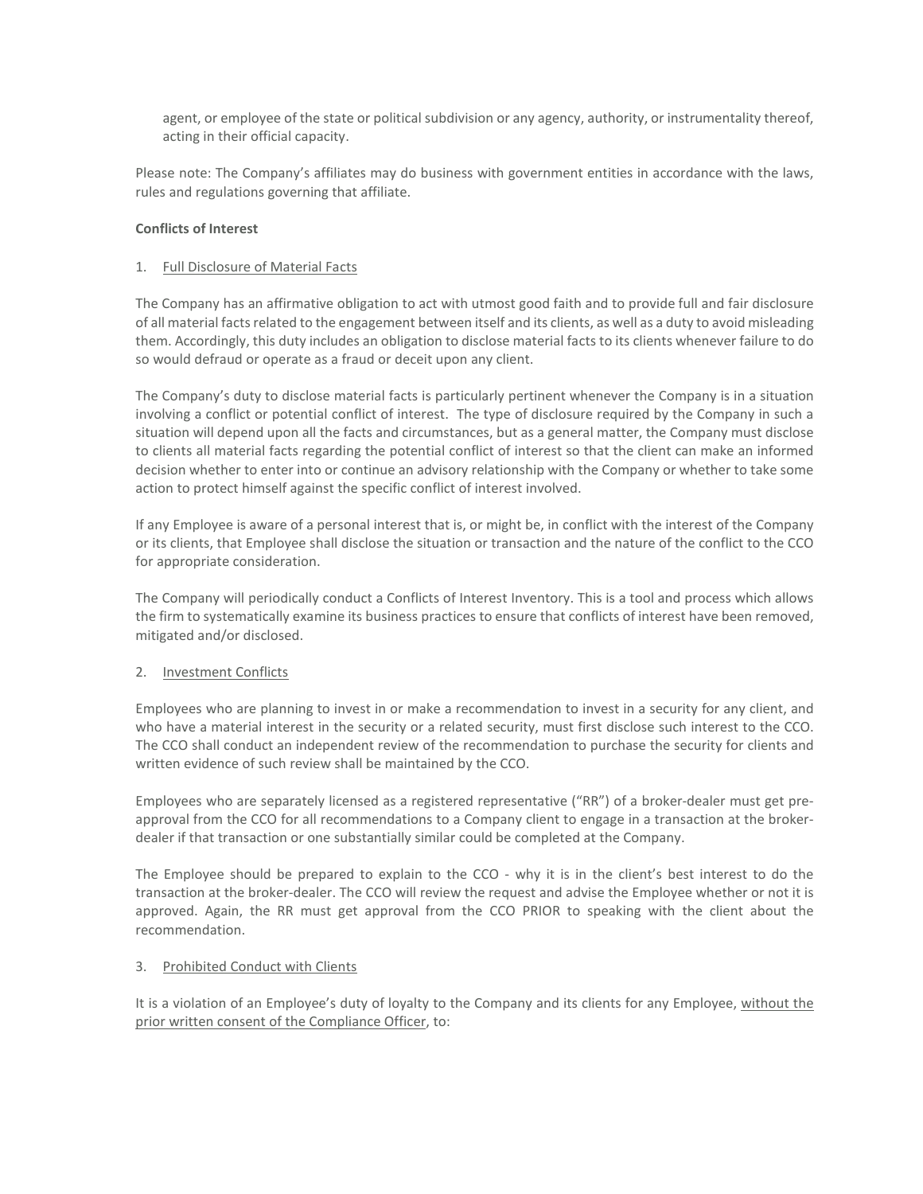agent, or employee of the state or political subdivision or any agency, authority, or instrumentality thereof, acting in their official capacity.

Please note: The Company's affiliates may do business with government entities in accordance with the laws, rules and regulations governing that affiliate.

**Conflicts of Interest**

1. Full Disclosure of Material Facts

The Company has an affirmative obligation to act with utmost good faith and to provide full and fair disclosure of all material facts related to the engagement between itself and its clients, as well as a duty to avoid misleading them. Accordingly, this duty includes an obligation to disclose material facts to its clients whenever failure to do so would defraud or operate as a fraud or deceit upon any client.

The Company's duty to disclose material facts is particularly pertinent whenever the Company is in a situation involving a conflict or potential conflict of interest. The type of disclosure required by the Company in such a situation will depend upon all the facts and circumstances, but as a general matter, the Company must disclose to clients all material facts regarding the potential conflict of interest so that the client can make an informed decision whether to enter into or continue an advisory relationship with the Company or whether to take some action to protect himself against the specific conflict of interest involved.

If any Employee is aware of a personal interest that is, or might be, in conflict with the interest of the Company or its clients, that Employee shall disclose the situation or transaction and the nature of the conflict to the CCO for appropriate consideration.

The Company will periodically conduct a Conflicts of Interest Inventory. This is a tool and process which allows the firm to systematically examine its business practices to ensure that conflicts of interest have been removed, mitigated and/or disclosed.

2. Investment Conflicts

Employees who are planning to invest in or make a recommendation to invest in a security for any client, and who have a material interest in the security or a related security, must first disclose such interest to the CCO. The CCO shall conduct an independent review of the recommendation to purchase the security for clients and written evidence of such review shall be maintained by the CCO.

Employees who are separately licensed as a registered representative ("RR") of a broker-dealer must get pre-approval from the CCO for all recommendations to a Company client to engage in a transaction at the broker-dealer if that transaction or one substantially similar could be completed at the Company.

The Employee should be prepared to explain to the CCO - why it is in the client's best interest to do the transaction at the broker-dealer. The CCO will review the request and advise the Employee whether or not it is approved. Again, the RR must get approval from the CCO PRIOR to speaking with the client about the recommendation.

3. Prohibited Conduct with Clients

It is a violation of an Employee's duty of loyalty to the Company and its clients for any Employee, without the prior written consent of the Compliance Officer, to: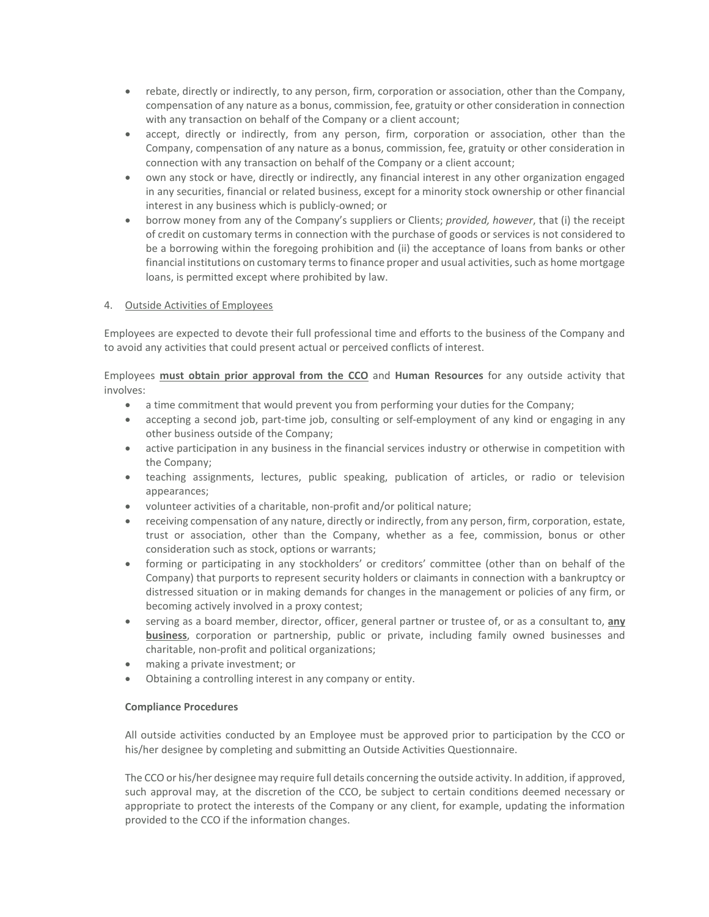- rebate, directly or indirectly, to any person, firm, corporation or association, other than the Company, compensation of any nature as a bonus, commission, fee, gratuity or other consideration in connection with any transaction on behalf of the Company or a client account;
- accept, directly or indirectly, from any person, firm, corporation or association, other than the Company, compensation of any nature as a bonus, commission, fee, gratuity or other consideration in connection with any transaction on behalf of the Company or a client account;
- own any stock or have, directly or indirectly, any financial interest in any other organization engaged in any securities, financial or related business, except for a minority stock ownership or other financial interest in any business which is publicly-owned; or
- borrow money from any of the Company's suppliers or Clients; *provided, however*, that (i) the receipt of credit on customary terms in connection with the purchase of goods or services is not considered to be a borrowing within the foregoing prohibition and (ii) the acceptance of loans from banks or other financial institutions on customary terms to finance proper and usual activities, such as home mortgage loans, is permitted except where prohibited by law.

4. <u>Outside Activities of Employees</u>

Employees are expected to devote their full professional time and efforts to the business of the Company and to avoid any activities that could present actual or perceived conflicts of interest.

Employees **<u>must obtain prior approval from the CCO</u>** and **Human Resources** for any outside activity that involves:

- a time commitment that would prevent you from performing your duties for the Company;
- accepting a second job, part-time job, consulting or self-employment of any kind or engaging in any other business outside of the Company;
- active participation in any business in the financial services industry or otherwise in competition with the Company;
- teaching assignments, lectures, public speaking, publication of articles, or radio or television appearances;
- volunteer activities of a charitable, non-profit and/or political nature;
- receiving compensation of any nature, directly or indirectly, from any person, firm, corporation, estate, trust or association, other than the Company, whether as a fee, commission, bonus or other consideration such as stock, options or warrants;
- forming or participating in any stockholders' or creditors' committee (other than on behalf of the Company) that purports to represent security holders or claimants in connection with a bankruptcy or distressed situation or in making demands for changes in the management or policies of any firm, or becoming actively involved in a proxy contest;
- serving as a board member, director, officer, general partner or trustee of, or as a consultant to, **<u>any business</u>**, corporation or partnership, public or private, including family owned businesses and charitable, non-profit and political organizations;
- making a private investment; or
- Obtaining a controlling interest in any company or entity.

**Compliance Procedures**

All outside activities conducted by an Employee must be approved prior to participation by the CCO or his/her designee by completing and submitting an Outside Activities Questionnaire.

The CCO or his/her designee may require full details concerning the outside activity. In addition, if approved, such approval may, at the discretion of the CCO, be subject to certain conditions deemed necessary or appropriate to protect the interests of the Company or any client, for example, updating the information provided to the CCO if the information changes.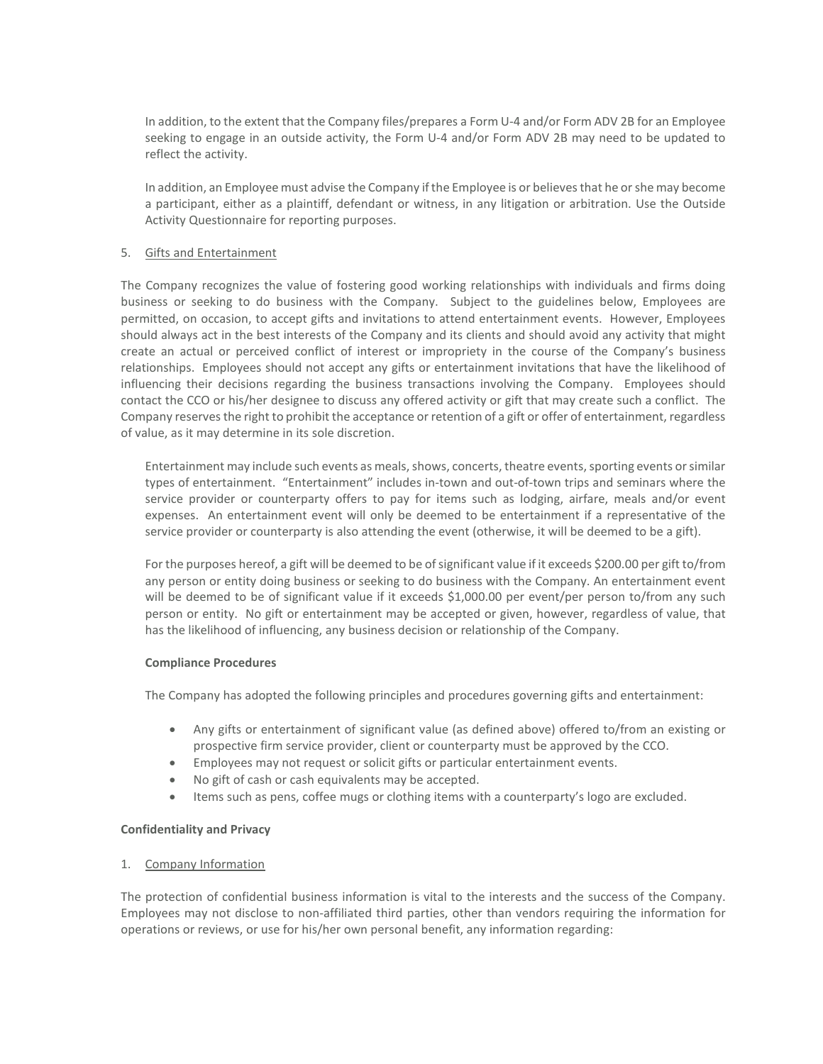In addition, to the extent that the Company files/prepares a Form U-4 and/or Form ADV 2B for an Employee seeking to engage in an outside activity, the Form U-4 and/or Form ADV 2B may need to be updated to reflect the activity.

In addition, an Employee must advise the Company if the Employee is or believes that he or she may become a participant, either as a plaintiff, defendant or witness, in any litigation or arbitration. Use the Outside Activity Questionnaire for reporting purposes.

5. Gifts and Entertainment

The Company recognizes the value of fostering good working relationships with individuals and firms doing business or seeking to do business with the Company. Subject to the guidelines below, Employees are permitted, on occasion, to accept gifts and invitations to attend entertainment events. However, Employees should always act in the best interests of the Company and its clients and should avoid any activity that might create an actual or perceived conflict of interest or impropriety in the course of the Company's business relationships. Employees should not accept any gifts or entertainment invitations that have the likelihood of influencing their decisions regarding the business transactions involving the Company. Employees should contact the CCO or his/her designee to discuss any offered activity or gift that may create such a conflict. The Company reserves the right to prohibit the acceptance or retention of a gift or offer of entertainment, regardless of value, as it may determine in its sole discretion.

Entertainment may include such events as meals, shows, concerts, theatre events, sporting events or similar types of entertainment. "Entertainment" includes in-town and out-of-town trips and seminars where the service provider or counterparty offers to pay for items such as lodging, airfare, meals and/or event expenses. An entertainment event will only be deemed to be entertainment if a representative of the service provider or counterparty is also attending the event (otherwise, it will be deemed to be a gift).

For the purposes hereof, a gift will be deemed to be of significant value if it exceeds $200.00 per gift to/from any person or entity doing business or seeking to do business with the Company. An entertainment event will be deemed to be of significant value if it exceeds $1,000.00 per event/per person to/from any such person or entity. No gift or entertainment may be accepted or given, however, regardless of value, that has the likelihood of influencing, any business decision or relationship of the Company.

**Compliance Procedures**

The Company has adopted the following principles and procedures governing gifts and entertainment:

- Any gifts or entertainment of significant value (as defined above) offered to/from an existing or prospective firm service provider, client or counterparty must be approved by the CCO.
- Employees may not request or solicit gifts or particular entertainment events.
- No gift of cash or cash equivalents may be accepted.
- Items such as pens, coffee mugs or clothing items with a counterparty's logo are excluded.

**Confidentiality and Privacy**

1. Company Information

The protection of confidential business information is vital to the interests and the success of the Company. Employees may not disclose to non-affiliated third parties, other than vendors requiring the information for operations or reviews, or use for his/her own personal benefit, any information regarding: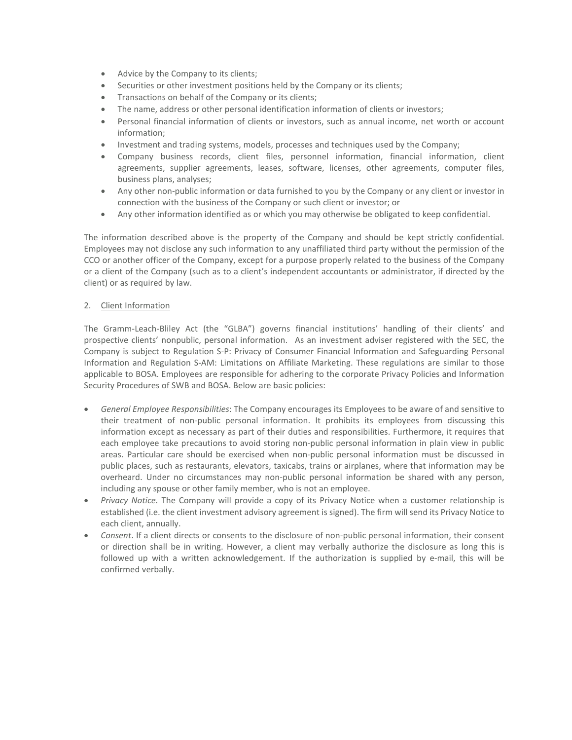- Advice by the Company to its clients;
- Securities or other investment positions held by the Company or its clients;
- Transactions on behalf of the Company or its clients;
- The name, address or other personal identification information of clients or investors;
- Personal financial information of clients or investors, such as annual income, net worth or account information;
- Investment and trading systems, models, processes and techniques used by the Company;
- Company business records, client files, personnel information, financial information, client agreements, supplier agreements, leases, software, licenses, other agreements, computer files, business plans, analyses;
- Any other non-public information or data furnished to you by the Company or any client or investor in connection with the business of the Company or such client or investor; or
- Any other information identified as or which you may otherwise be obligated to keep confidential.

The information described above is the property of the Company and should be kept strictly confidential. Employees may not disclose any such information to any unaffiliated third party without the permission of the CCO or another officer of the Company, except for a purpose properly related to the business of the Company or a client of the Company (such as to a client's independent accountants or administrator, if directed by the client) or as required by law.

2. Client Information

The Gramm-Leach-Bliley Act (the "GLBA") governs financial institutions' handling of their clients' and prospective clients' nonpublic, personal information. As an investment adviser registered with the SEC, the Company is subject to Regulation S-P: Privacy of Consumer Financial Information and Safeguarding Personal Information and Regulation S-AM: Limitations on Affiliate Marketing. These regulations are similar to those applicable to BOSA. Employees are responsible for adhering to the corporate Privacy Policies and Information Security Procedures of SWB and BOSA. Below are basic policies:

- *General Employee Responsibilities*: The Company encourages its Employees to be aware of and sensitive to their treatment of non-public personal information. It prohibits its employees from discussing this information except as necessary as part of their duties and responsibilities. Furthermore, it requires that each employee take precautions to avoid storing non-public personal information in plain view in public areas. Particular care should be exercised when non-public personal information must be discussed in public places, such as restaurants, elevators, taxicabs, trains or airplanes, where that information may be overheard. Under no circumstances may non-public personal information be shared with any person, including any spouse or other family member, who is not an employee.
- *Privacy Notice.* The Company will provide a copy of its Privacy Notice when a customer relationship is established (i.e. the client investment advisory agreement is signed). The firm will send its Privacy Notice to each client, annually.
- *Consent*. If a client directs or consents to the disclosure of non-public personal information, their consent or direction shall be in writing. However, a client may verbally authorize the disclosure as long this is followed up with a written acknowledgement. If the authorization is supplied by e-mail, this will be confirmed verbally.